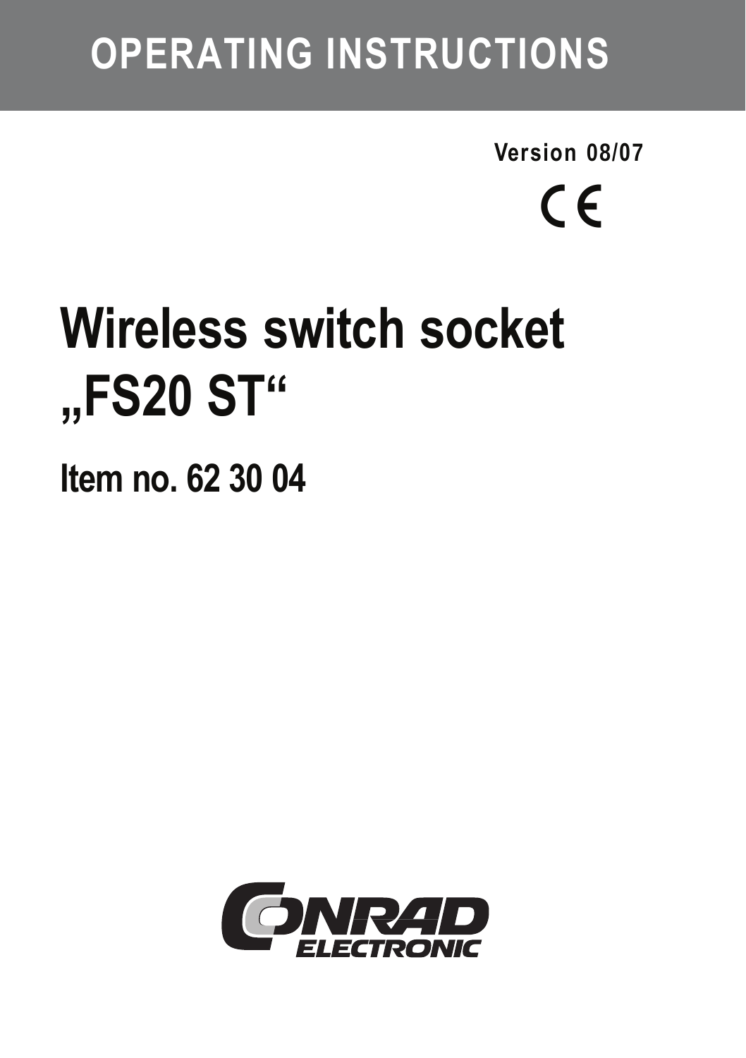# OPERATING INSTRUCTIONS

**Version 08/07**

CE

# Wireless switch socket „FS20 ST“

## Item no. 62 30 04

CONRAD ELECTRONIC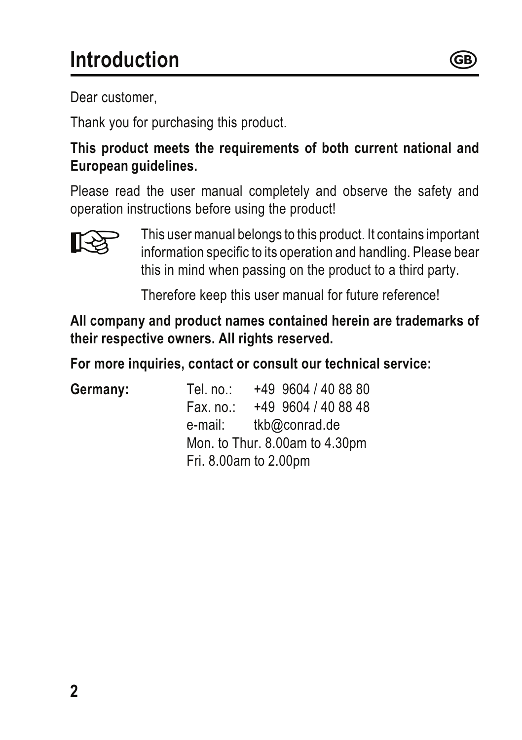# Introduction

Dear customer,

Thank you for purchasing this product.

**This product meets the requirements of both current national and European guidelines.**

Please read the user manual completely and observe the safety and operation instructions before using the product!

This user manual belongs to this product. It contains important information specific to its operation and handling. Please bear this in mind when passing on the product to a third party.

Therefore keep this user manual for future reference!

**All company and product names contained herein are trademarks of their respective owners. All rights reserved.**

**For more inquiries, contact or consult our technical service:**

**Germany:**
Tel. no.: +49 9604 / 40 88 80
Fax. no.: +49 9604 / 40 88 48
e-mail: tkb@conrad.de
Mon. to Thur. 8.00am to 4.30pm
Fri. 8.00am to 2.00pm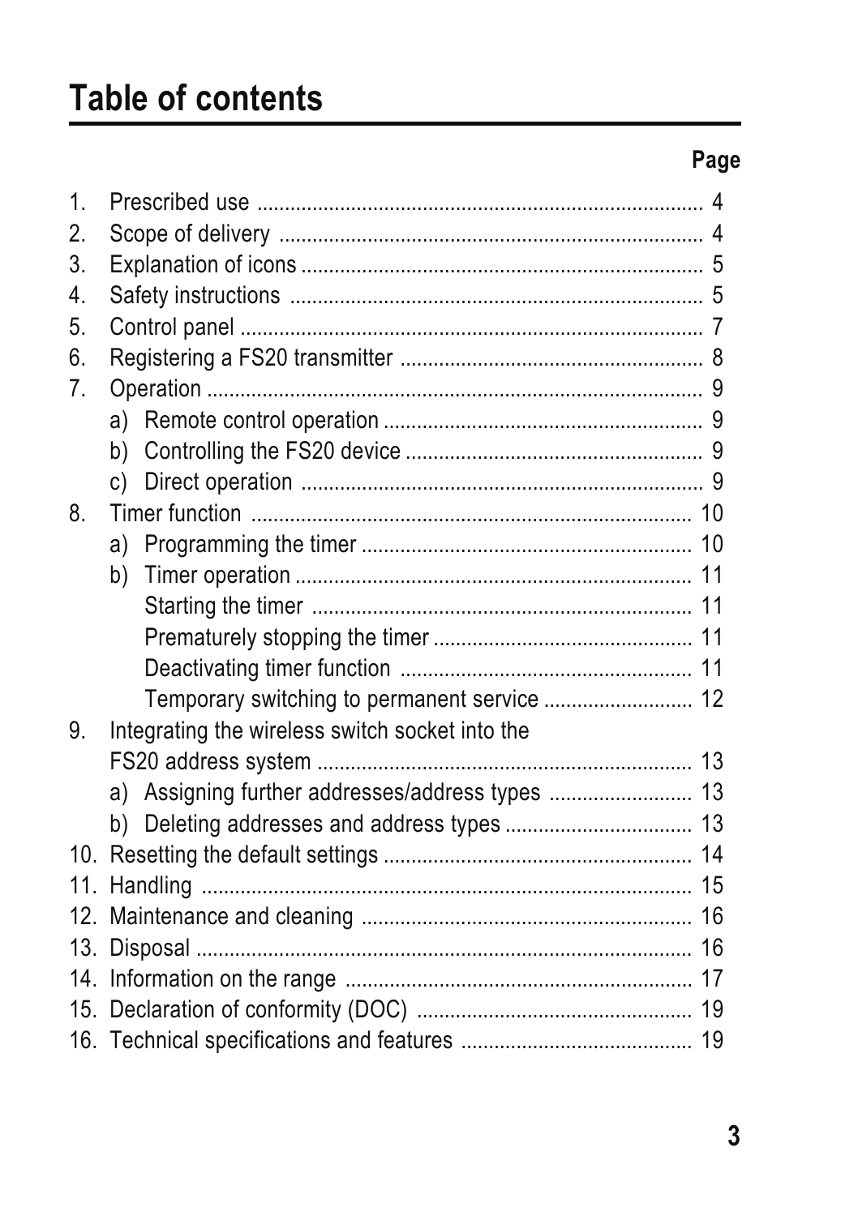# Table of contents

| | Page |
|---|---|
| 1. Prescribed use | 4 |
| 2. Scope of delivery | 4 |
| 3. Explanation of icons | 5 |
| 4. Safety instructions | 5 |
| 5. Control panel | 7 |
| 6. Registering a FS20 transmitter | 8 |
| 7. Operation | 9 |
| a) Remote control operation | 9 |
| b) Controlling the FS20 device | 9 |
| c) Direct operation | 9 |
| 8. Timer function | 10 |
| a) Programming the timer | 10 |
| b) Timer operation | 11 |
| Starting the timer | 11 |
| Prematurely stopping the timer | 11 |
| Deactivating timer function | 11 |
| Temporary switching to permanent service | 12 |
| 9. Integrating the wireless switch socket into the FS20 address system | 13 |
| a) Assigning further addresses/address types | 13 |
| b) Deleting addresses and address types | 13 |
| 10. Resetting the default settings | 14 |
| 11. Handling | 15 |
| 12. Maintenance and cleaning | 16 |
| 13. Disposal | 16 |
| 14. Information on the range | 17 |
| 15. Declaration of conformity (DOC) | 19 |
| 16. Technical specifications and features | 19 |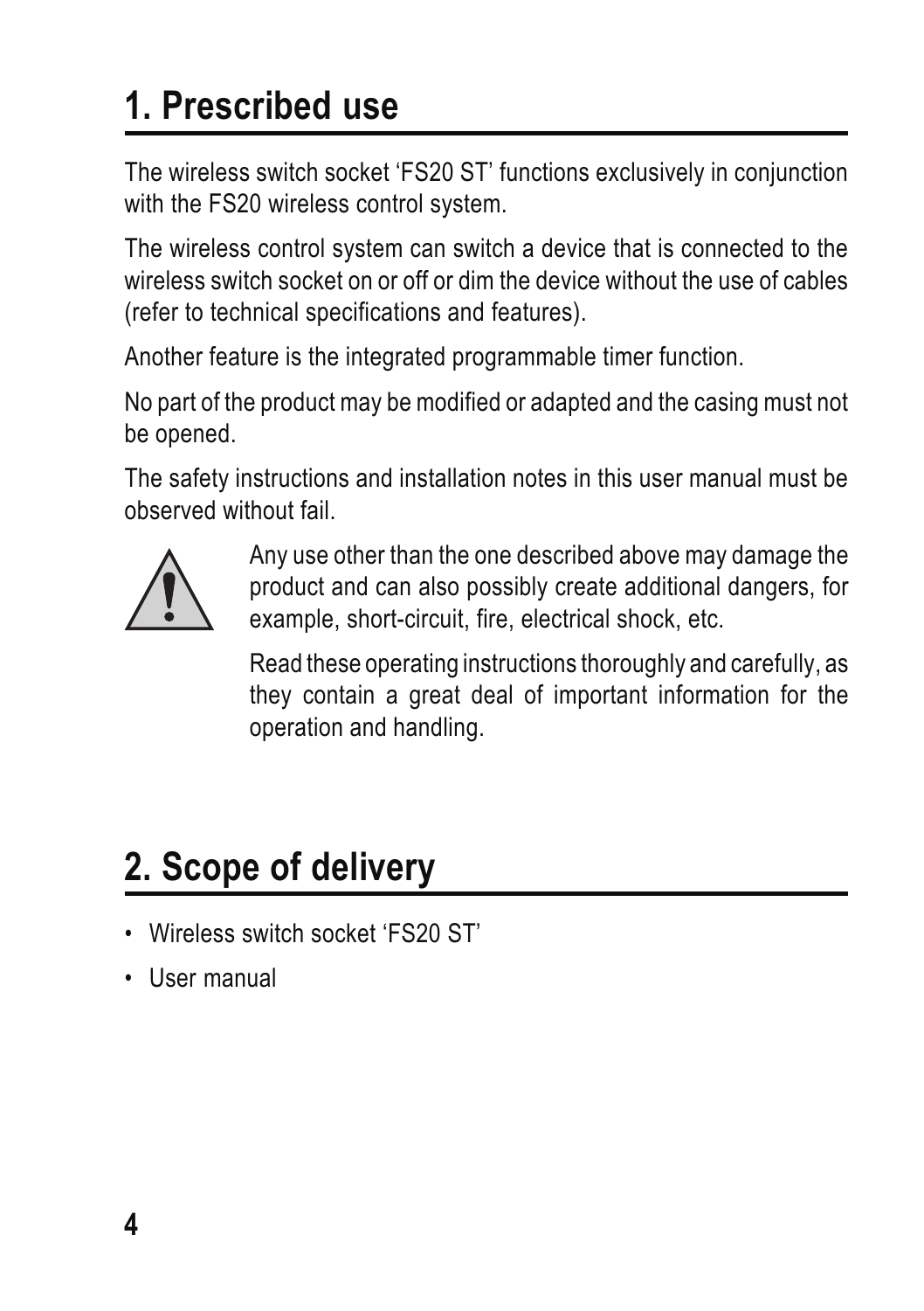# 1. Prescribed use

The wireless switch socket 'FS20 ST' functions exclusively in conjunction with the FS20 wireless control system.

The wireless control system can switch a device that is connected to the wireless switch socket on or off or dim the device without the use of cables (refer to technical specifications and features).

Another feature is the integrated programmable timer function.

No part of the product may be modified or adapted and the casing must not be opened.

The safety instructions and installation notes in this user manual must be observed without fail.

Any use other than the one described above may damage the product and can also possibly create additional dangers, for example, short-circuit, fire, electrical shock, etc.

Read these operating instructions thoroughly and carefully, as they contain a great deal of important information for the operation and handling.

# 2. Scope of delivery

- Wireless switch socket 'FS20 ST'
- User manual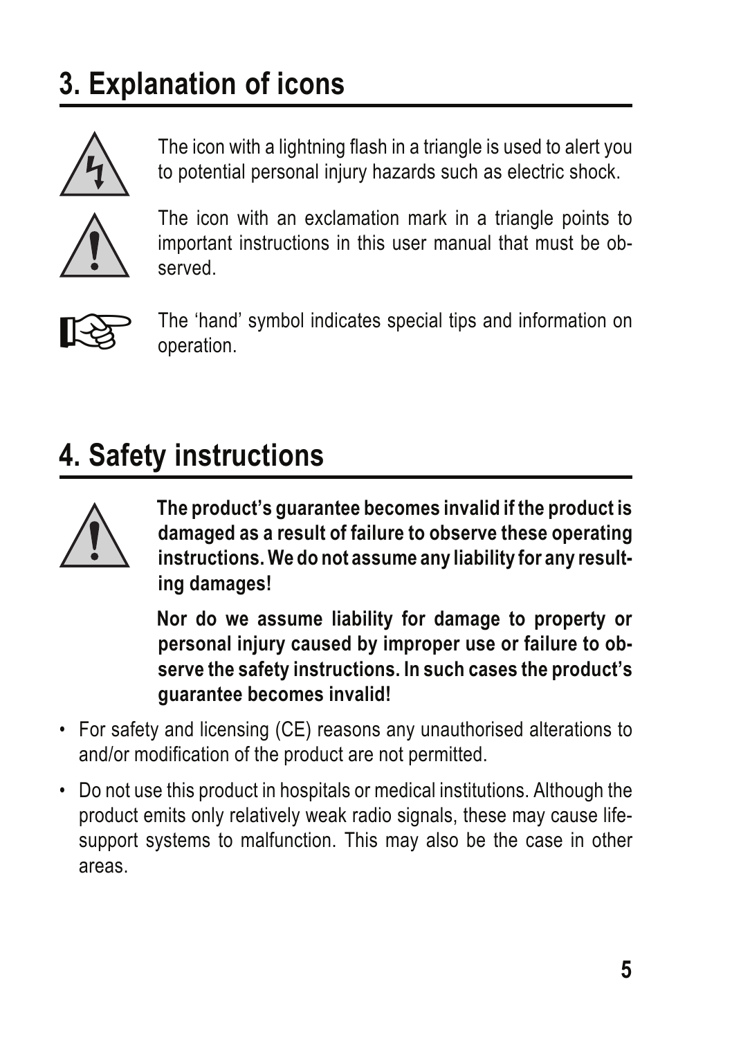# 3. Explanation of icons

The icon with a lightning flash in a triangle is used to alert you to potential personal injury hazards such as electric shock.

The icon with an exclamation mark in a triangle points to important instructions in this user manual that must be observed.

The 'hand' symbol indicates special tips and information on operation.

# 4. Safety instructions

**The product's guarantee becomes invalid if the product is damaged as a result of failure to observe these operating instructions. We do not assume any liability for any resulting damages!**

**Nor do we assume liability for damage to property or personal injury caused by improper use or failure to observe the safety instructions. In such cases the product's guarantee becomes invalid!**

- For safety and licensing (CE) reasons any unauthorised alterations to and/or modification of the product are not permitted.
- Do not use this product in hospitals or medical institutions. Although the product emits only relatively weak radio signals, these may cause life-support systems to malfunction. This may also be the case in other areas.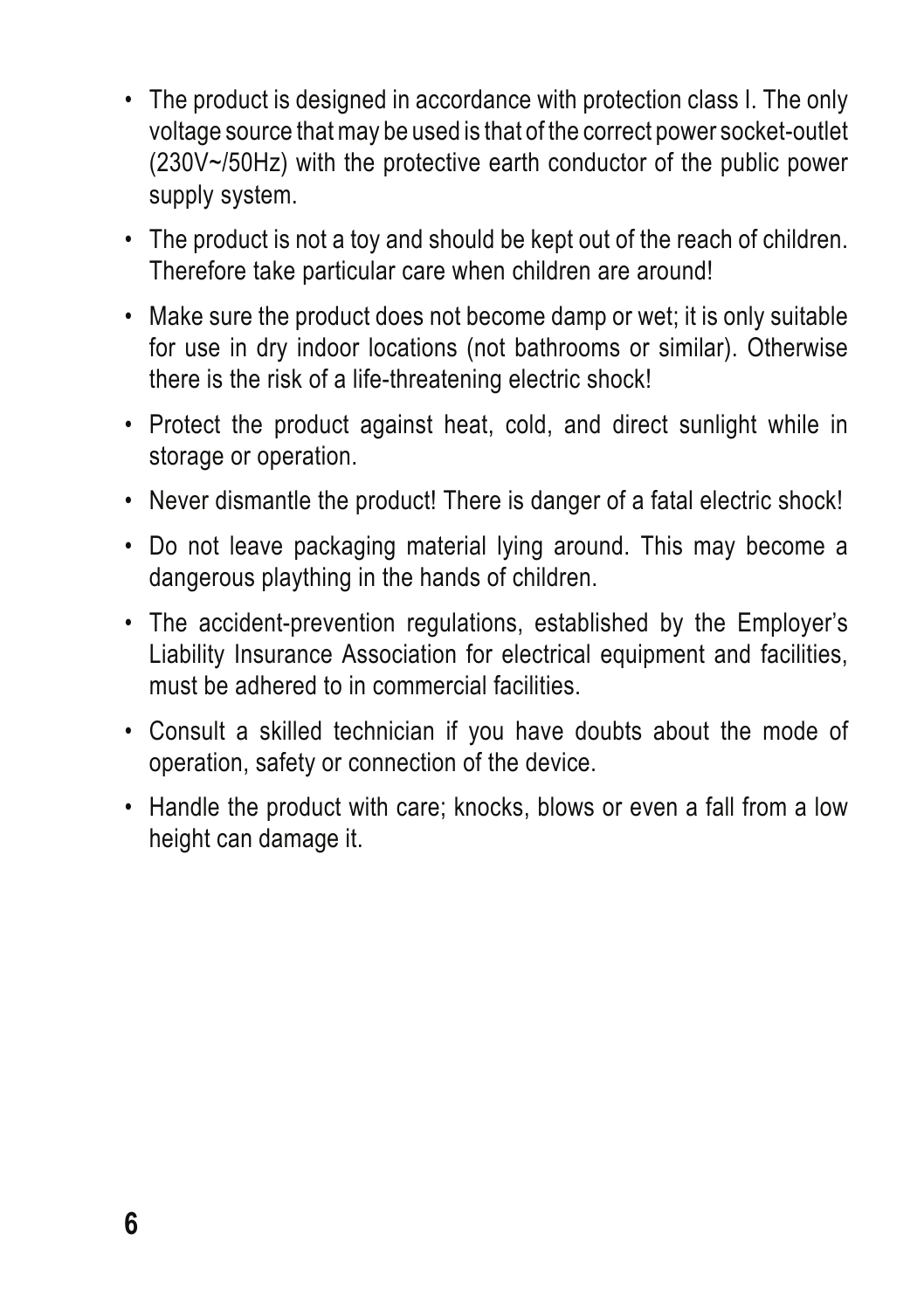- The product is designed in accordance with protection class I. The only voltage source that may be used is that of the correct power socket-outlet (230V~/50Hz) with the protective earth conductor of the public power supply system.
- The product is not a toy and should be kept out of the reach of children. Therefore take particular care when children are around!
- Make sure the product does not become damp or wet; it is only suitable for use in dry indoor locations (not bathrooms or similar). Otherwise there is the risk of a life-threatening electric shock!
- Protect the product against heat, cold, and direct sunlight while in storage or operation.
- Never dismantle the product! There is danger of a fatal electric shock!
- Do not leave packaging material lying around. This may become a dangerous plaything in the hands of children.
- The accident-prevention regulations, established by the Employer's Liability Insurance Association for electrical equipment and facilities, must be adhered to in commercial facilities.
- Consult a skilled technician if you have doubts about the mode of operation, safety or connection of the device.
- Handle the product with care; knocks, blows or even a fall from a low height can damage it.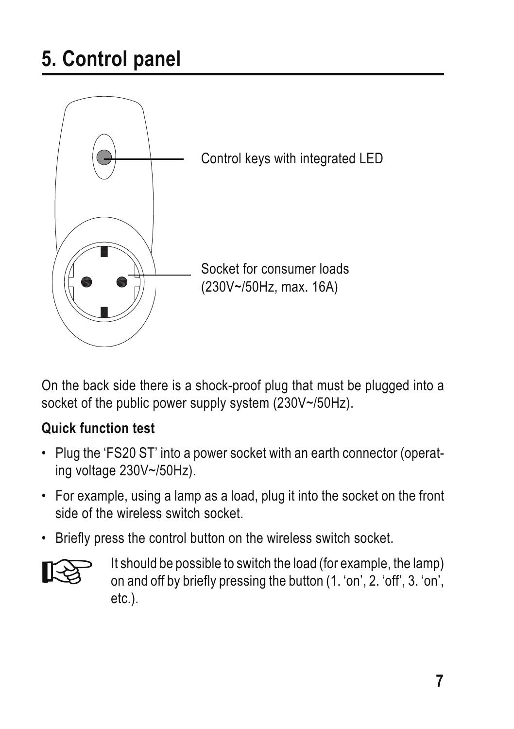# 5. Control panel

Control keys with integrated LED

Socket for consumer loads
(230V~/50Hz, max. 16A)

On the back side there is a shock-proof plug that must be plugged into a socket of the public power supply system (230V~/50Hz).

**Quick function test**

- Plug the 'FS20 ST' into a power socket with an earth connector (operating voltage 230V~/50Hz).
- For example, using a lamp as a load, plug it into the socket on the front side of the wireless switch socket.
- Briefly press the control button on the wireless switch socket.

It should be possible to switch the load (for example, the lamp) on and off by briefly pressing the button (1. 'on', 2. 'off', 3. 'on', etc.).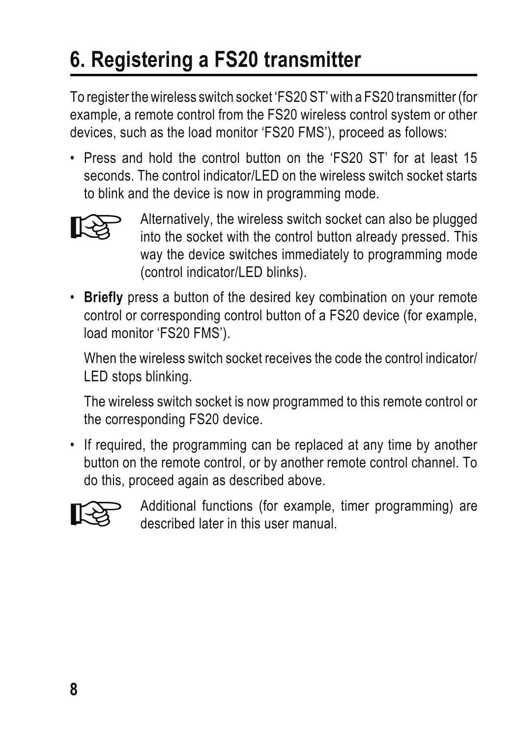# 6. Registering a FS20 transmitter

To register the wireless switch socket 'FS20 ST' with a FS20 transmitter (for example, a remote control from the FS20 wireless control system or other devices, such as the load monitor 'FS20 FMS'), proceed as follows:

- Press and hold the control button on the 'FS20 ST' for at least 15 seconds. The control indicator/LED on the wireless switch socket starts to blink and the device is now in programming mode.

> Alternatively, the wireless switch socket can also be plugged into the socket with the control button already pressed. This way the device switches immediately to programming mode (control indicator/LED blinks).

- **Briefly** press a button of the desired key combination on your remote control or corresponding control button of a FS20 device (for example, load monitor 'FS20 FMS').

  When the wireless switch socket receives the code the control indicator/LED stops blinking.

  The wireless switch socket is now programmed to this remote control or the corresponding FS20 device.

- If required, the programming can be replaced at any time by another button on the remote control, or by another remote control channel. To do this, proceed again as described above.

> Additional functions (for example, timer programming) are described later in this user manual.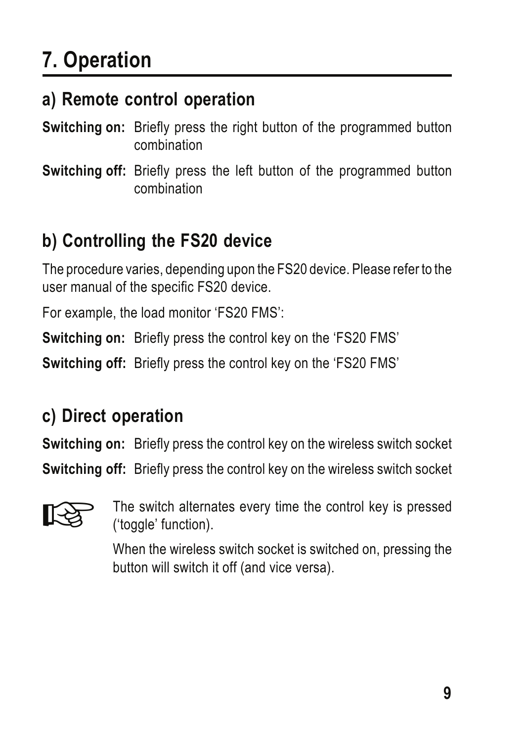# 7. Operation

## a) Remote control operation

**Switching on:** Briefly press the right button of the programmed button combination

**Switching off:** Briefly press the left button of the programmed button combination

## b) Controlling the FS20 device

The procedure varies, depending upon the FS20 device. Please refer to the user manual of the specific FS20 device.

For example, the load monitor 'FS20 FMS':

**Switching on:** Briefly press the control key on the 'FS20 FMS'

**Switching off:** Briefly press the control key on the 'FS20 FMS'

## c) Direct operation

**Switching on:** Briefly press the control key on the wireless switch socket

**Switching off:** Briefly press the control key on the wireless switch socket

The switch alternates every time the control key is pressed ('toggle' function).

When the wireless switch socket is switched on, pressing the button will switch it off (and vice versa).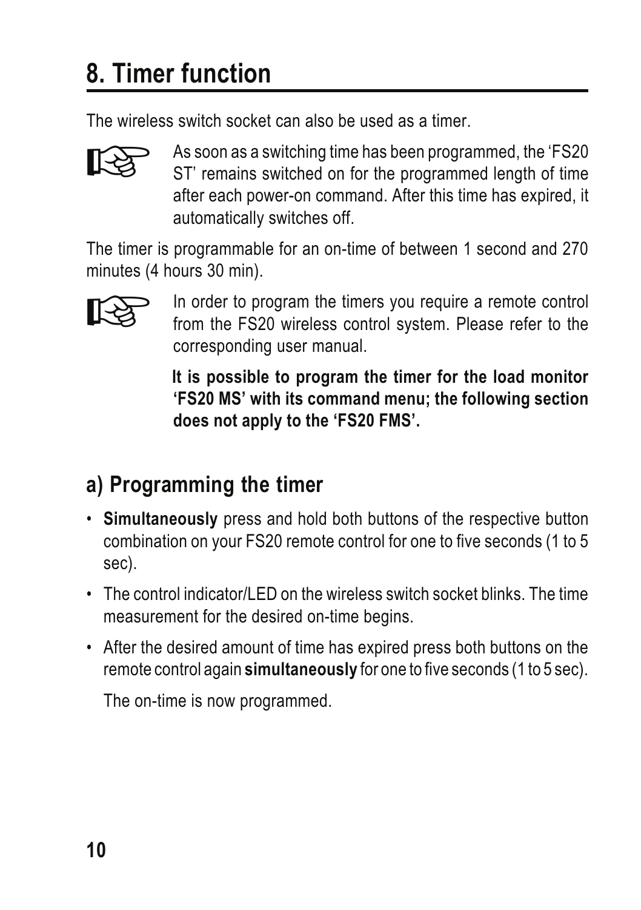# 8. Timer function

The wireless switch socket can also be used as a timer.

As soon as a switching time has been programmed, the ‘FS20 ST’ remains switched on for the programmed length of time after each power-on command. After this time has expired, it automatically switches off.

The timer is programmable for an on-time of between 1 second and 270 minutes (4 hours 30 min).

In order to program the timers you require a remote control from the FS20 wireless control system. Please refer to the corresponding user manual.

**It is possible to program the timer for the load monitor ‘FS20 MS’ with its command menu; the following section does not apply to the ‘FS20 FMS’.**

## a) Programming the timer

- **Simultaneously** press and hold both buttons of the respective button combination on your FS20 remote control for one to five seconds (1 to 5 sec).
- The control indicator/LED on the wireless switch socket blinks. The time measurement for the desired on-time begins.
- After the desired amount of time has expired press both buttons on the remote control again **simultaneously** for one to five seconds (1 to 5 sec).

  The on-time is now programmed.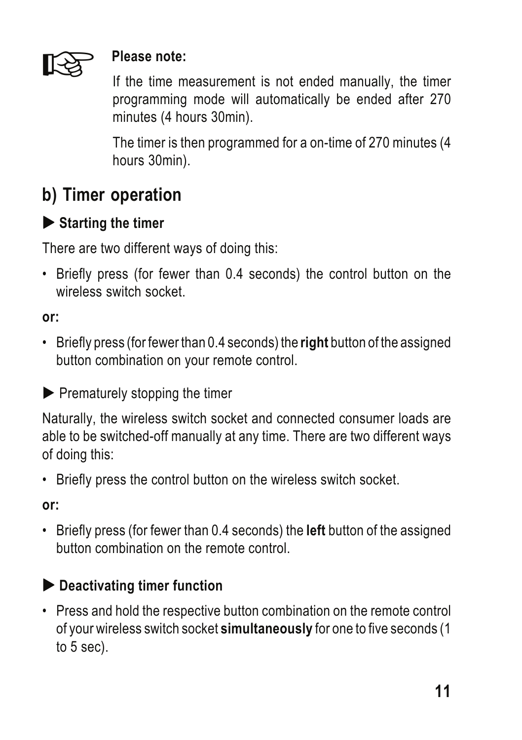**Please note:**

If the time measurement is not ended manually, the timer programming mode will automatically be ended after 270 minutes (4 hours 30min).

The timer is then programmed for a on-time of 270 minutes (4 hours 30min).

## b) Timer operation

### ▶ Starting the timer

There are two different ways of doing this:

- Briefly press (for fewer than 0.4 seconds) the control button on the wireless switch socket.

**or:**

- Briefly press (for fewer than 0.4 seconds) the **right** button of the assigned button combination on your remote control.

▶ Prematurely stopping the timer

Naturally, the wireless switch socket and connected consumer loads are able to be switched-off manually at any time. There are two different ways of doing this:

- Briefly press the control button on the wireless switch socket.

**or:**

- Briefly press (for fewer than 0.4 seconds) the **left** button of the assigned button combination on the remote control.

### ▶ Deactivating timer function

- Press and hold the respective button combination on the remote control of your wireless switch socket **simultaneously** for one to five seconds (1 to 5 sec).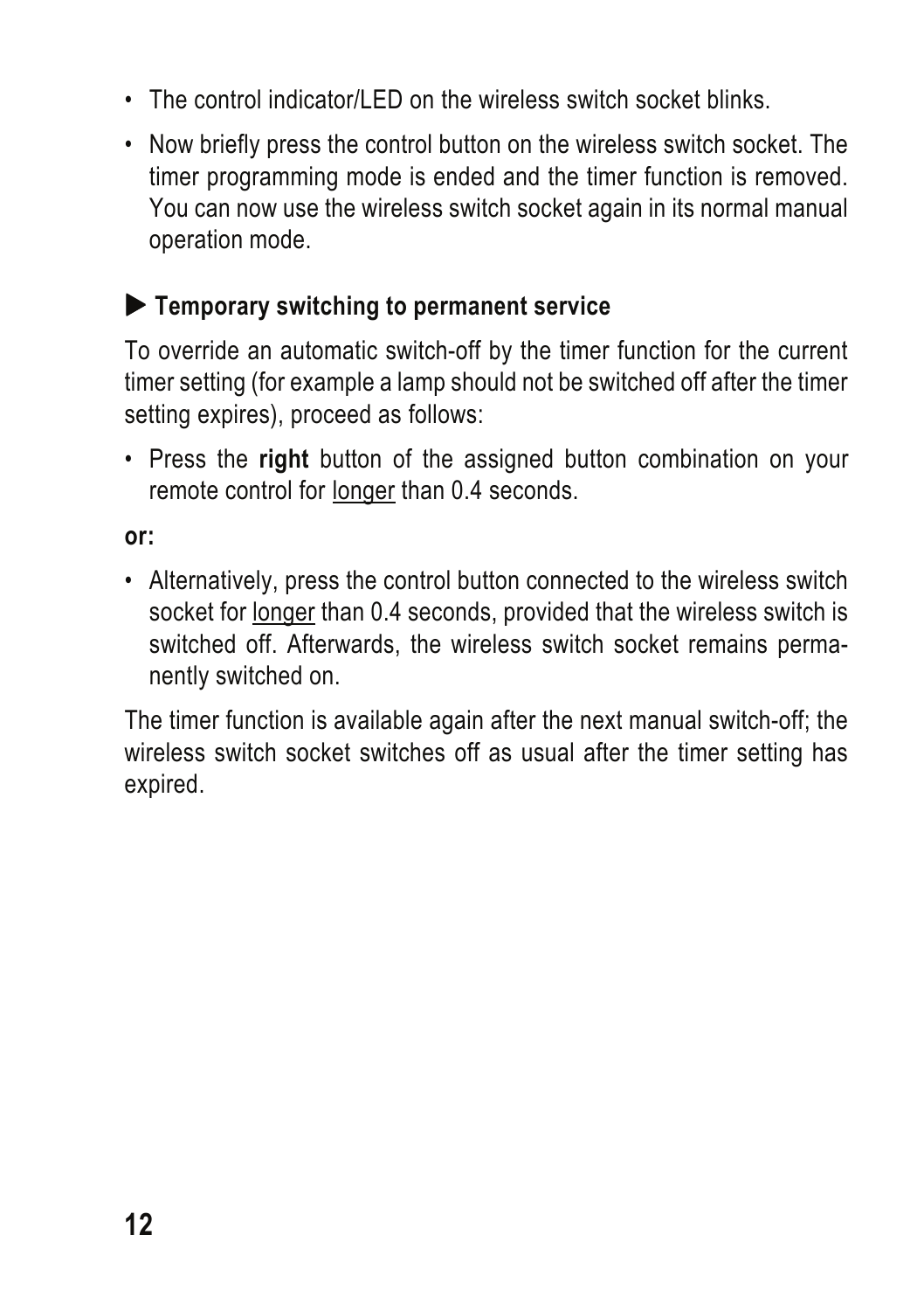- The control indicator/LED on the wireless switch socket blinks.
- Now briefly press the control button on the wireless switch socket. The timer programming mode is ended and the timer function is removed. You can now use the wireless switch socket again in its normal manual operation mode.

### ▶ Temporary switching to permanent service

To override an automatic switch-off by the timer function for the current timer setting (for example a lamp should not be switched off after the timer setting expires), proceed as follows:

- Press the **right** button of the assigned button combination on your remote control for <u>longer</u> than 0.4 seconds.

**or:**

- Alternatively, press the control button connected to the wireless switch socket for <u>longer</u> than 0.4 seconds, provided that the wireless switch is switched off. Afterwards, the wireless switch socket remains permanently switched on.

The timer function is available again after the next manual switch-off; the wireless switch socket switches off as usual after the timer setting has expired.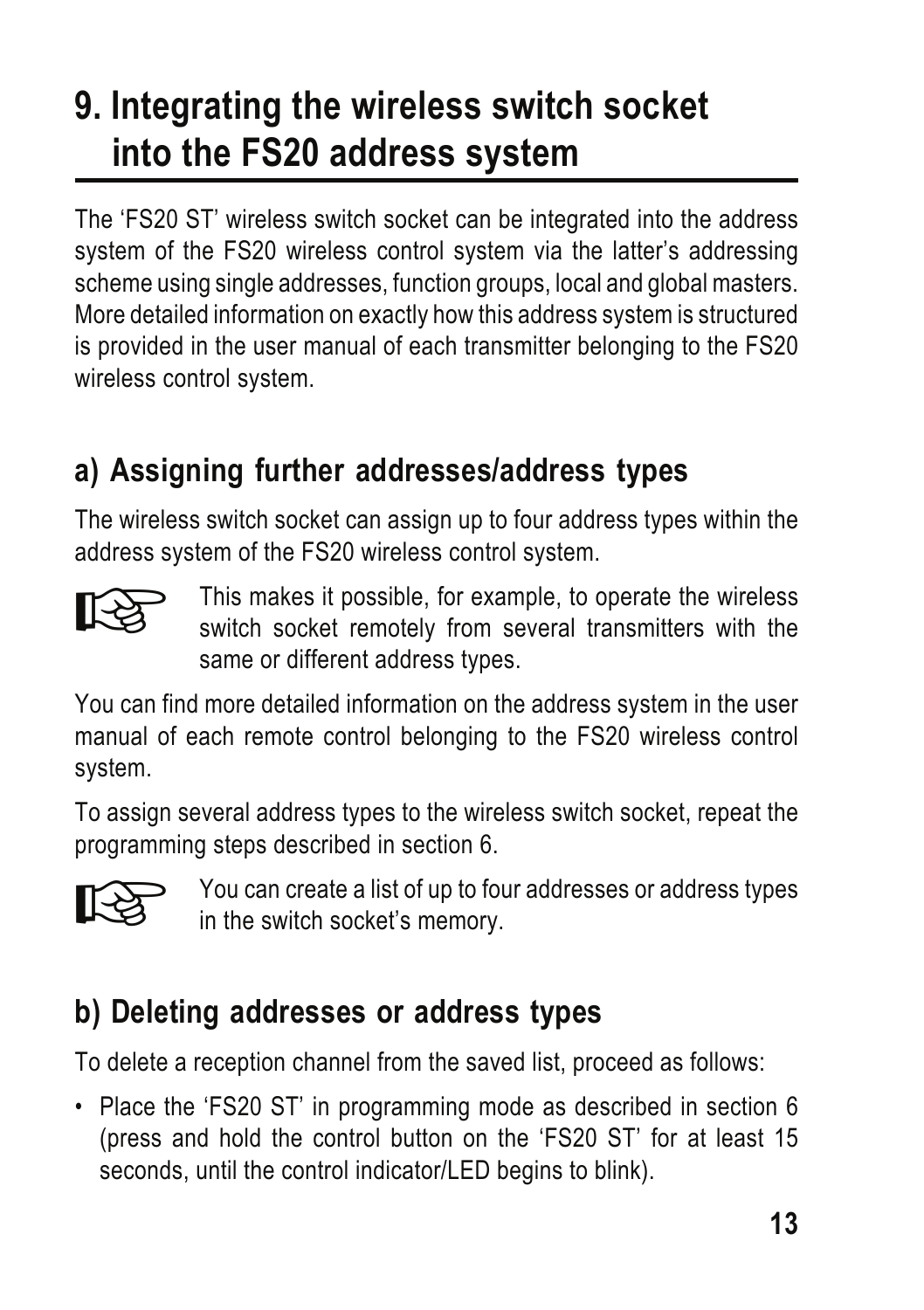# 9. Integrating the wireless switch socket into the FS20 address system

The 'FS20 ST' wireless switch socket can be integrated into the address system of the FS20 wireless control system via the latter's addressing scheme using single addresses, function groups, local and global masters. More detailed information on exactly how this address system is structured is provided in the user manual of each transmitter belonging to the FS20 wireless control system.

## a) Assigning further addresses/address types

The wireless switch socket can assign up to four address types within the address system of the FS20 wireless control system.

This makes it possible, for example, to operate the wireless switch socket remotely from several transmitters with the same or different address types.

You can find more detailed information on the address system in the user manual of each remote control belonging to the FS20 wireless control system.

To assign several address types to the wireless switch socket, repeat the programming steps described in section 6.

You can create a list of up to four addresses or address types in the switch socket's memory.

## b) Deleting addresses or address types

To delete a reception channel from the saved list, proceed as follows:

- Place the 'FS20 ST' in programming mode as described in section 6 (press and hold the control button on the 'FS20 ST' for at least 15 seconds, until the control indicator/LED begins to blink).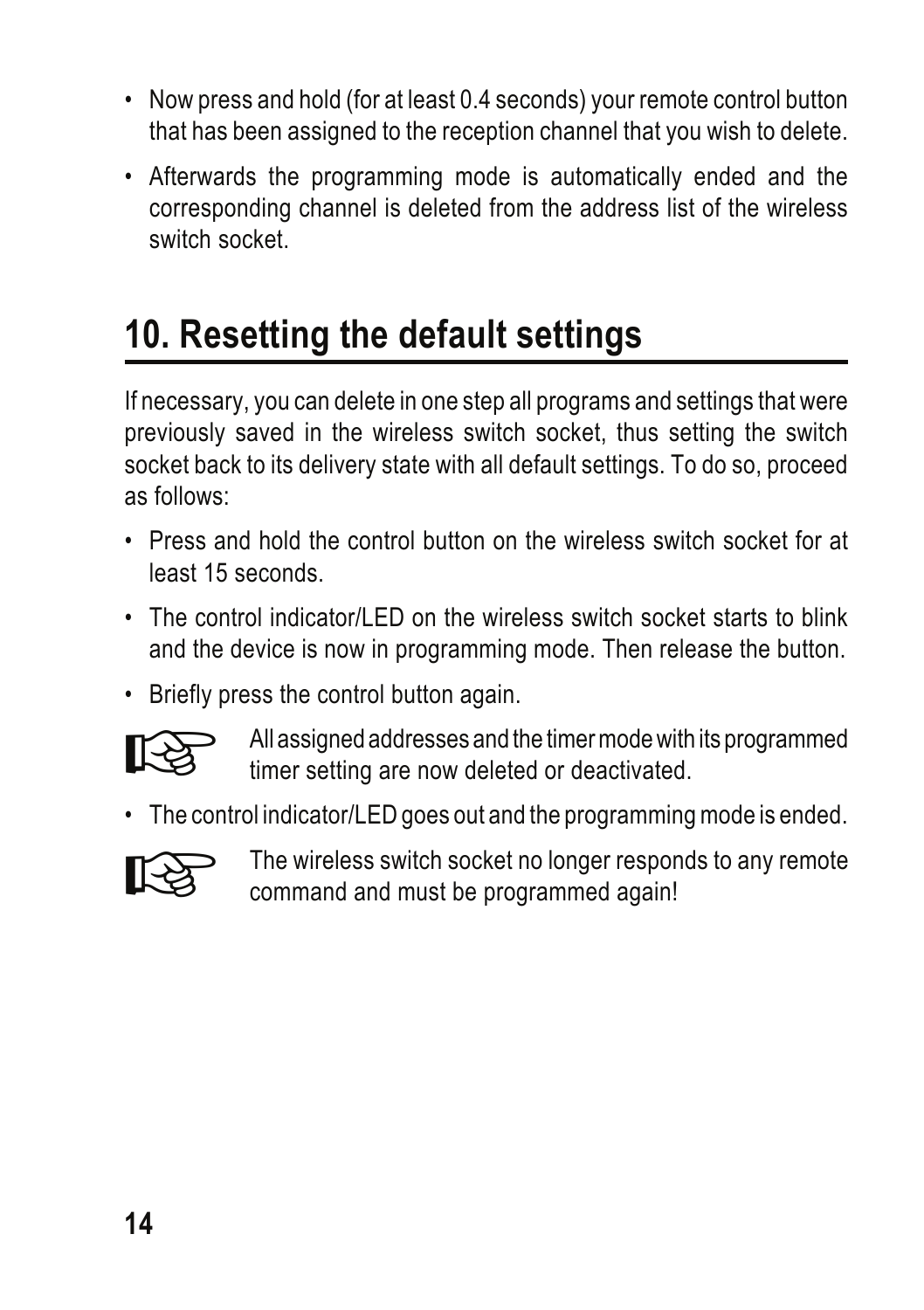- Now press and hold (for at least 0.4 seconds) your remote control button that has been assigned to the reception channel that you wish to delete.
- Afterwards the programming mode is automatically ended and the corresponding channel is deleted from the address list of the wireless switch socket.

## 10. Resetting the default settings

If necessary, you can delete in one step all programs and settings that were previously saved in the wireless switch socket, thus setting the switch socket back to its delivery state with all default settings. To do so, proceed as follows:

- Press and hold the control button on the wireless switch socket for at least 15 seconds.
- The control indicator/LED on the wireless switch socket starts to blink and the device is now in programming mode. Then release the button.
- Briefly press the control button again.

> All assigned addresses and the timer mode with its programmed timer setting are now deleted or deactivated.

- The control indicator/LED goes out and the programming mode is ended.

> The wireless switch socket no longer responds to any remote command and must be programmed again!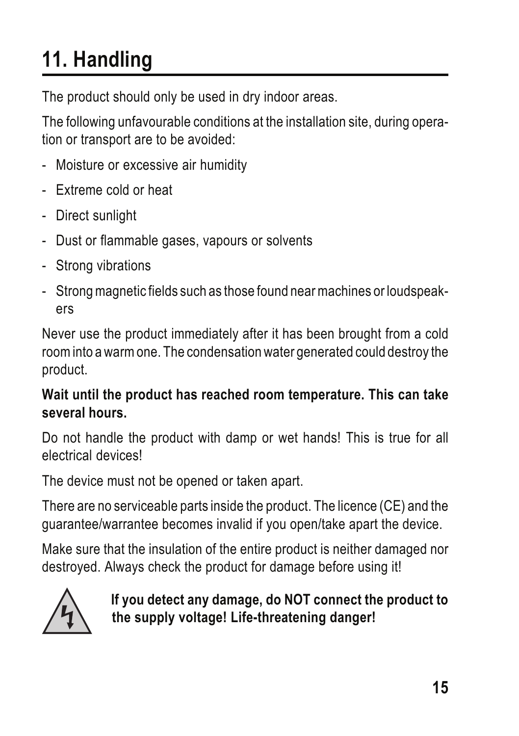# 11. Handling

The product should only be used in dry indoor areas.

The following unfavourable conditions at the installation site, during operation or transport are to be avoided:

- Moisture or excessive air humidity
- Extreme cold or heat
- Direct sunlight
- Dust or flammable gases, vapours or solvents
- Strong vibrations
- Strong magnetic fields such as those found near machines or loudspeakers

Never use the product immediately after it has been brought from a cold room into a warm one. The condensation water generated could destroy the product.

**Wait until the product has reached room temperature. This can take several hours.**

Do not handle the product with damp or wet hands! This is true for all electrical devices!

The device must not be opened or taken apart.

There are no serviceable parts inside the product. The licence (CE) and the guarantee/warrantee becomes invalid if you open/take apart the device.

Make sure that the insulation of the entire product is neither damaged nor destroyed. Always check the product for damage before using it!

**If you detect any damage, do NOT connect the product to the supply voltage! Life-threatening danger!**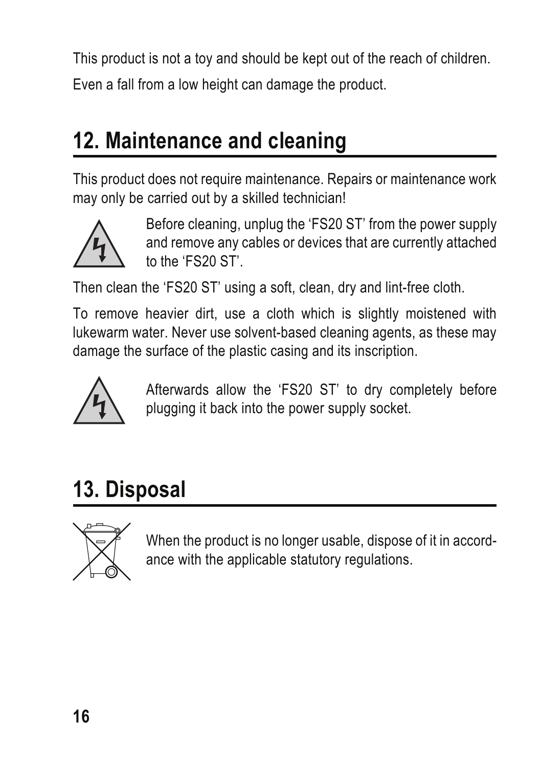This product is not a toy and should be kept out of the reach of children.

Even a fall from a low height can damage the product.

## 12. Maintenance and cleaning

This product does not require maintenance. Repairs or maintenance work may only be carried out by a skilled technician!

Before cleaning, unplug the 'FS20 ST' from the power supply and remove any cables or devices that are currently attached to the 'FS20 ST'.

Then clean the 'FS20 ST' using a soft, clean, dry and lint-free cloth.

To remove heavier dirt, use a cloth which is slightly moistened with lukewarm water. Never use solvent-based cleaning agents, as these may damage the surface of the plastic casing and its inscription.

Afterwards allow the 'FS20 ST' to dry completely before plugging it back into the power supply socket.

## 13. Disposal

When the product is no longer usable, dispose of it in accordance with the applicable statutory regulations.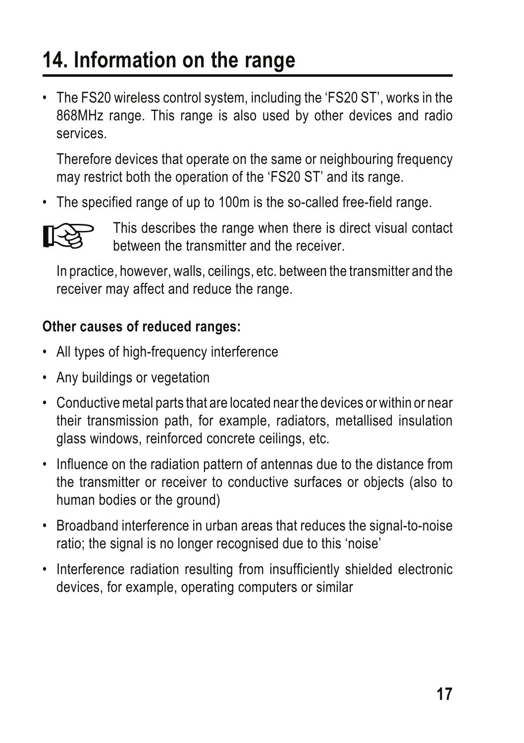# 14. Information on the range

- The FS20 wireless control system, including the ‘FS20 ST’, works in the 868MHz range. This range is also used by other devices and radio services.

  Therefore devices that operate on the same or neighbouring frequency may restrict both the operation of the ‘FS20 ST’ and its range.

- The specified range of up to 100m is the so-called free-field range.

  ☞ This describes the range when there is direct visual contact between the transmitter and the receiver.

  In practice, however, walls, ceilings, etc. between the transmitter and the receiver may affect and reduce the range.

**Other causes of reduced ranges:**

- All types of high-frequency interference
- Any buildings or vegetation
- Conductive metal parts that are located near the devices or within or near their transmission path, for example, radiators, metallised insulation glass windows, reinforced concrete ceilings, etc.
- Influence on the radiation pattern of antennas due to the distance from the transmitter or receiver to conductive surfaces or objects (also to human bodies or the ground)
- Broadband interference in urban areas that reduces the signal-to-noise ratio; the signal is no longer recognised due to this ‘noise’
- Interference radiation resulting from insufficiently shielded electronic devices, for example, operating computers or similar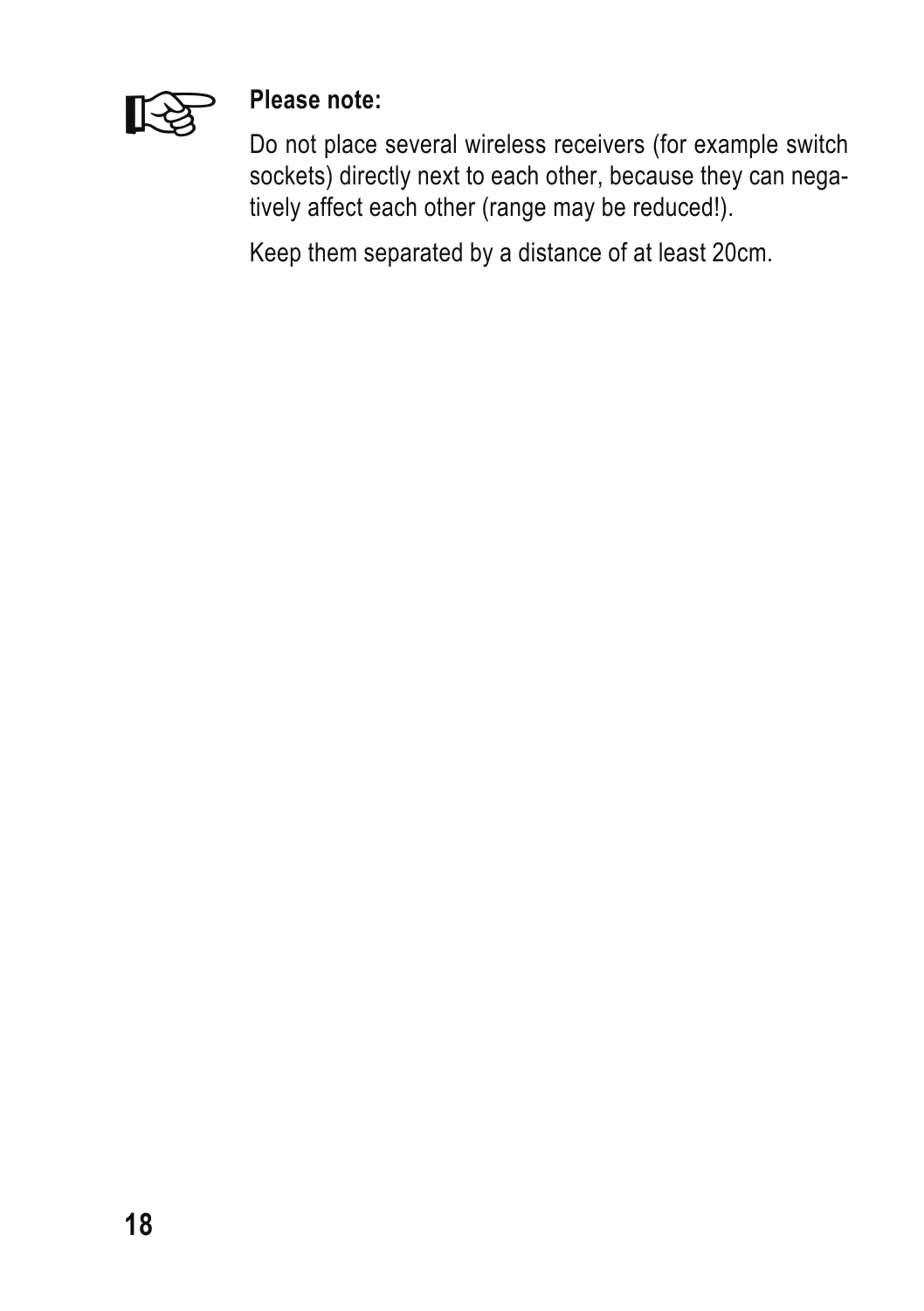**Please note:**

Do not place several wireless receivers (for example switch sockets) directly next to each other, because they can negatively affect each other (range may be reduced!).

Keep them separated by a distance of at least 20cm.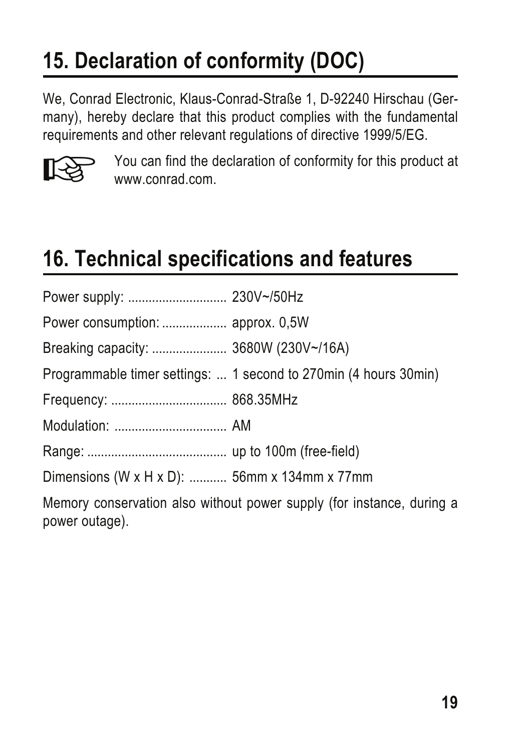## 15. Declaration of conformity (DOC)

We, Conrad Electronic, Klaus-Conrad-Straße 1, D-92240 Hirschau (Germany), hereby declare that this product complies with the fundamental requirements and other relevant regulations of directive 1999/5/EG.

You can find the declaration of conformity for this product at www.conrad.com.

## 16. Technical specifications and features

Power supply: ............................ 230V~/50Hz

Power consumption: .................. approx. 0,5W

Breaking capacity: ..................... 3680W (230V~/16A)

Programmable timer settings: ... 1 second to 270min (4 hours 30min)

Frequency: ................................. 868.35MHz

Modulation: ................................ AM

Range: ........................................ up to 100m (free-field)

Dimensions (W x H x D): .......... 56mm x 134mm x 77mm

Memory conservation also without power supply (for instance, during a power outage).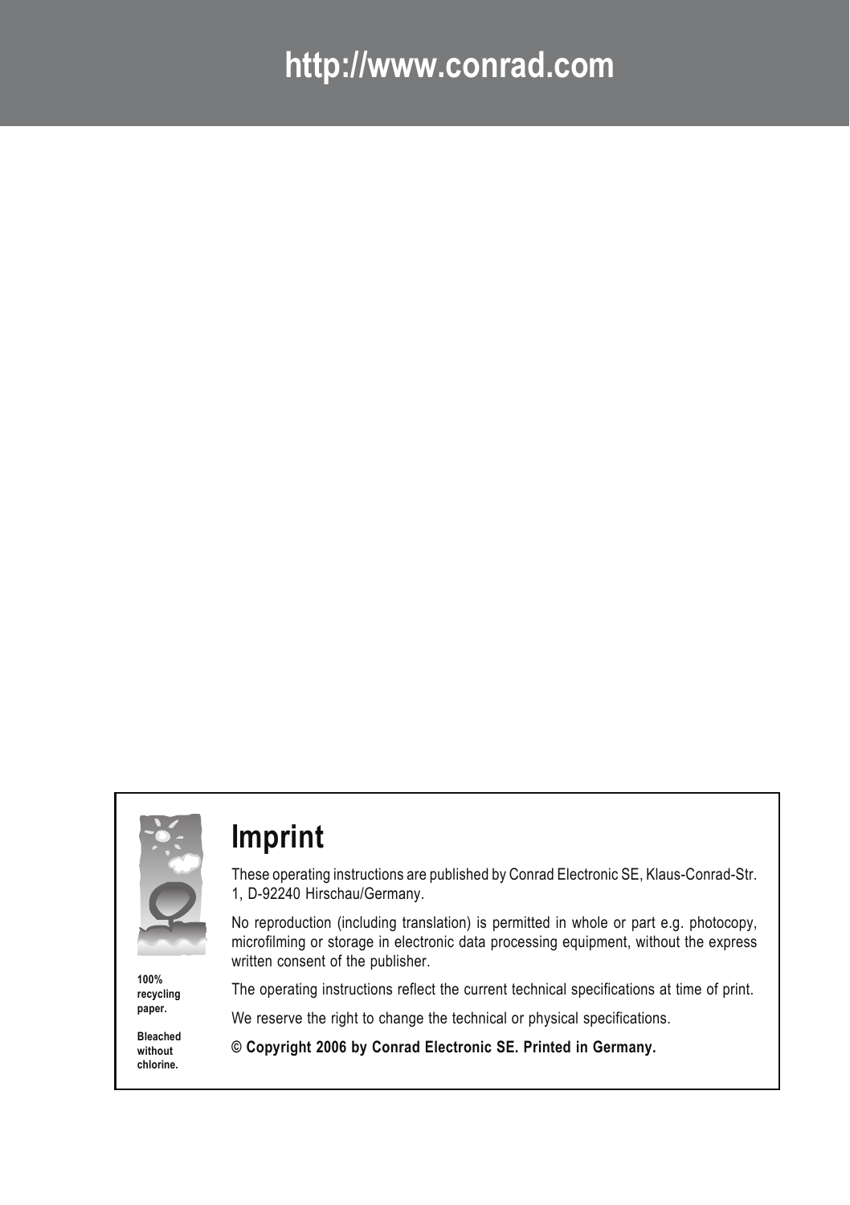**http://www.conrad.com**

100% recycling paper.

Bleached without chlorine.

# Imprint

These operating instructions are published by Conrad Electronic SE, Klaus-Conrad-Str. 1, D-92240 Hirschau/Germany.

No reproduction (including translation) is permitted in whole or part e.g. photocopy, microfilming or storage in electronic data processing equipment, without the express written consent of the publisher.

The operating instructions reflect the current technical specifications at time of print.

We reserve the right to change the technical or physical specifications.

**© Copyright 2006 by Conrad Electronic SE. Printed in Germany.**